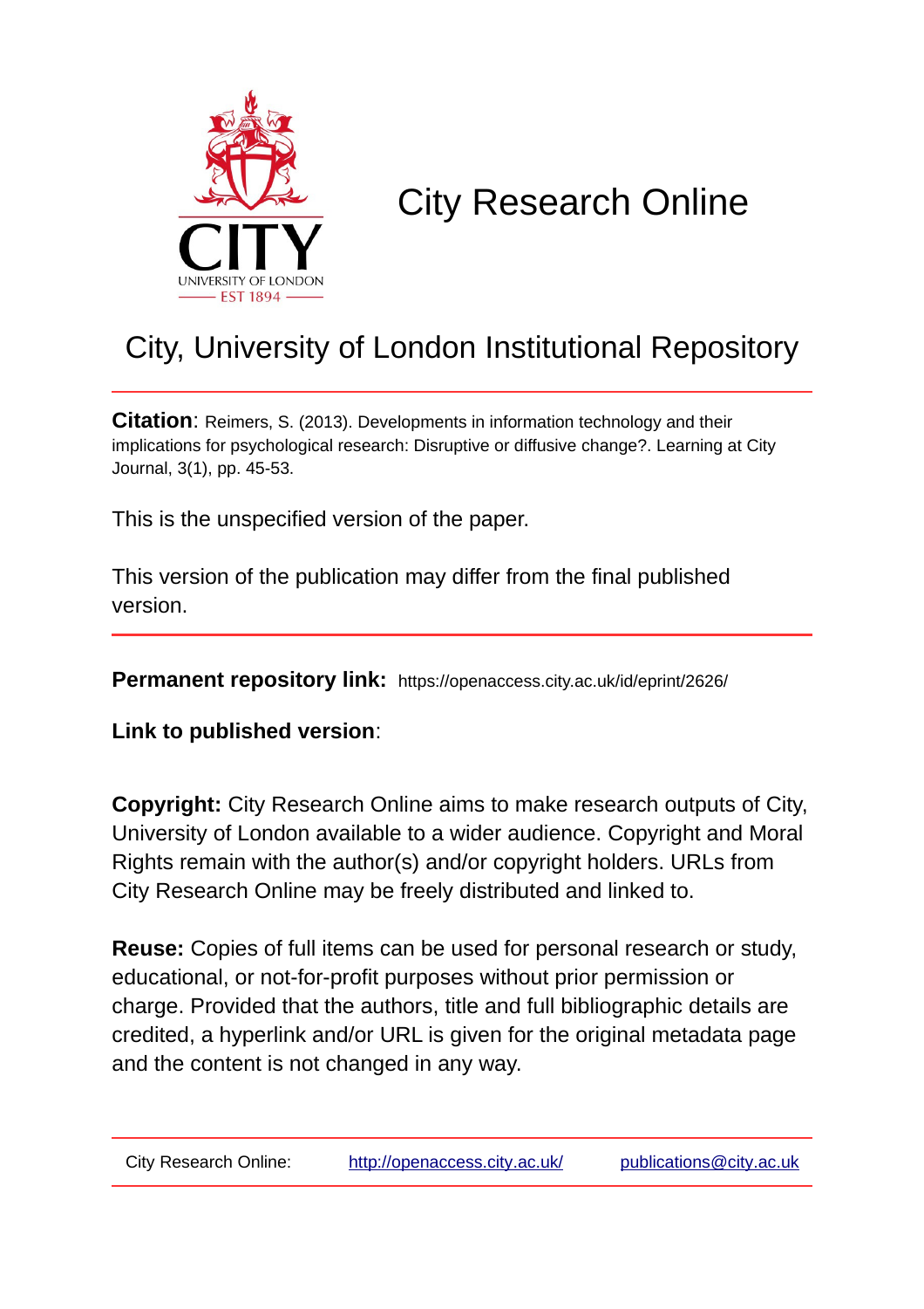# City Research Online

## City, University of London Institutional Repository

**Citation**: Reimers, S. (2013). Developments in information technology and their implications for psychological research: Disruptive or diffusive change?. Learning at City Journal, 3(1), pp. 45-53.

This is the unspecified version of the paper.

This version of the publication may differ from the final published version.

**Permanent repository link:** https://openaccess.city.ac.uk/id/eprint/2626/

**Link to published version**:

**Copyright:** City Research Online aims to make research outputs of City, University of London available to a wider audience. Copyright and Moral Rights remain with the author(s) and/or copyright holders. URLs from City Research Online may be freely distributed and linked to.

**Reuse:** Copies of full items can be used for personal research or study, educational, or not-for-profit purposes without prior permission or charge. Provided that the authors, title and full bibliographic details are credited, a hyperlink and/or URL is given for the original metadata page and the content is not changed in any way.

City Research Online: http://openaccess.city.ac.uk/ publications@city.ac.uk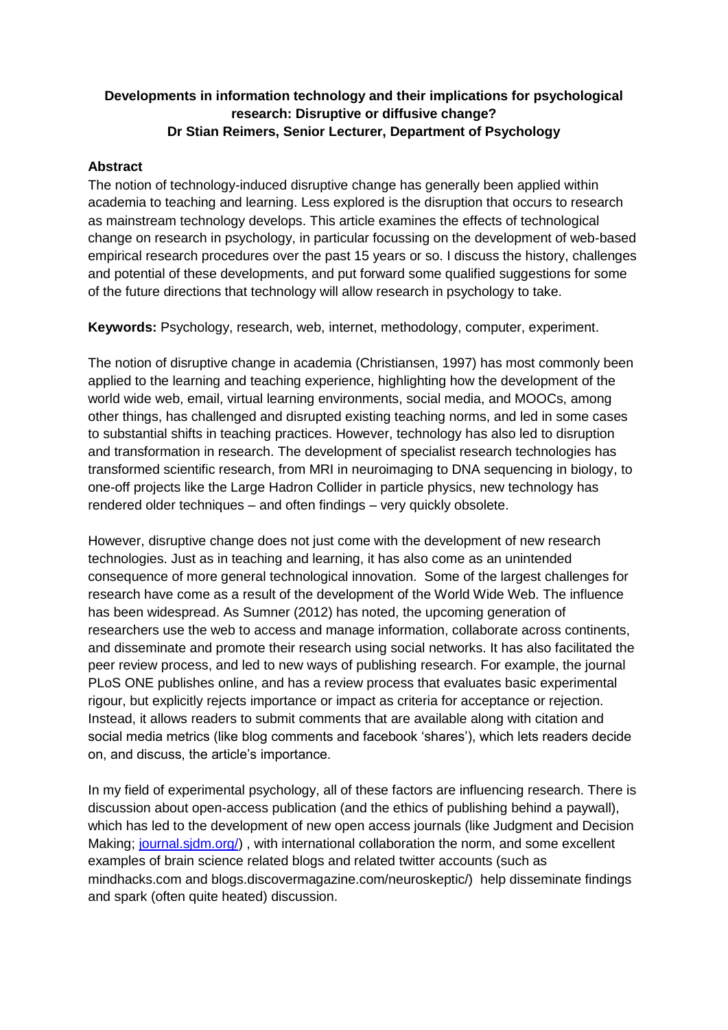**Developments in information technology and their implications for psychological research: Disruptive or diffusive change?**
**Dr Stian Reimers, Senior Lecturer, Department of Psychology**

**Abstract**

The notion of technology-induced disruptive change has generally been applied within academia to teaching and learning. Less explored is the disruption that occurs to research as mainstream technology develops. This article examines the effects of technological change on research in psychology, in particular focussing on the development of web-based empirical research procedures over the past 15 years or so. I discuss the history, challenges and potential of these developments, and put forward some qualified suggestions for some of the future directions that technology will allow research in psychology to take.

**Keywords:** Psychology, research, web, internet, methodology, computer, experiment.

The notion of disruptive change in academia (Christiansen, 1997) has most commonly been applied to the learning and teaching experience, highlighting how the development of the world wide web, email, virtual learning environments, social media, and MOOCs, among other things, has challenged and disrupted existing teaching norms, and led in some cases to substantial shifts in teaching practices. However, technology has also led to disruption and transformation in research. The development of specialist research technologies has transformed scientific research, from MRI in neuroimaging to DNA sequencing in biology, to one-off projects like the Large Hadron Collider in particle physics, new technology has rendered older techniques – and often findings – very quickly obsolete.

However, disruptive change does not just come with the development of new research technologies. Just as in teaching and learning, it has also come as an unintended consequence of more general technological innovation. Some of the largest challenges for research have come as a result of the development of the World Wide Web. The influence has been widespread. As Sumner (2012) has noted, the upcoming generation of researchers use the web to access and manage information, collaborate across continents, and disseminate and promote their research using social networks. It has also facilitated the peer review process, and led to new ways of publishing research. For example, the journal PLoS ONE publishes online, and has a review process that evaluates basic experimental rigour, but explicitly rejects importance or impact as criteria for acceptance or rejection. Instead, it allows readers to submit comments that are available along with citation and social media metrics (like blog comments and facebook 'shares'), which lets readers decide on, and discuss, the article's importance.

In my field of experimental psychology, all of these factors are influencing research. There is discussion about open-access publication (and the ethics of publishing behind a paywall), which has led to the development of new open access journals (like Judgment and Decision Making; journal.sjdm.org/) , with international collaboration the norm, and some excellent examples of brain science related blogs and related twitter accounts (such as mindhacks.com and blogs.discovermagazine.com/neuroskeptic/) help disseminate findings and spark (often quite heated) discussion.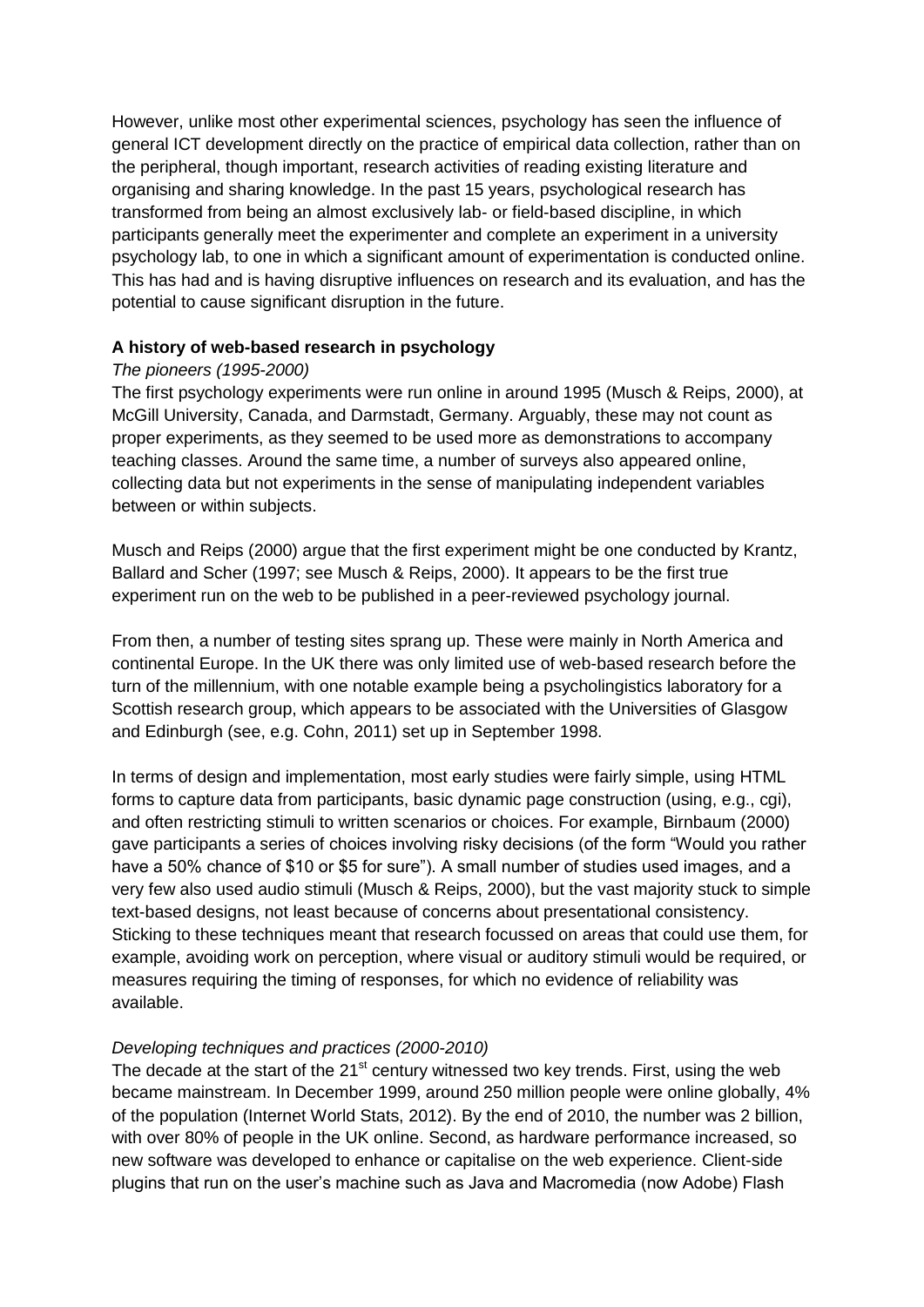However, unlike most other experimental sciences, psychology has seen the influence of general ICT development directly on the practice of empirical data collection, rather than on the peripheral, though important, research activities of reading existing literature and organising and sharing knowledge. In the past 15 years, psychological research has transformed from being an almost exclusively lab- or field-based discipline, in which participants generally meet the experimenter and complete an experiment in a university psychology lab, to one in which a significant amount of experimentation is conducted online. This has had and is having disruptive influences on research and its evaluation, and has the potential to cause significant disruption in the future.

## A history of web-based research in psychology

### *The pioneers (1995-2000)*

The first psychology experiments were run online in around 1995 (Musch & Reips, 2000), at McGill University, Canada, and Darmstadt, Germany. Arguably, these may not count as proper experiments, as they seemed to be used more as demonstrations to accompany teaching classes. Around the same time, a number of surveys also appeared online, collecting data but not experiments in the sense of manipulating independent variables between or within subjects.

Musch and Reips (2000) argue that the first experiment might be one conducted by Krantz, Ballard and Scher (1997; see Musch & Reips, 2000). It appears to be the first true experiment run on the web to be published in a peer-reviewed psychology journal.

From then, a number of testing sites sprang up. These were mainly in North America and continental Europe. In the UK there was only limited use of web-based research before the turn of the millennium, with one notable example being a psycholinguistics laboratory for a Scottish research group, which appears to be associated with the Universities of Glasgow and Edinburgh (see, e.g. Cohn, 2011) set up in September 1998.

In terms of design and implementation, most early studies were fairly simple, using HTML forms to capture data from participants, basic dynamic page construction (using, e.g., cgi), and often restricting stimuli to written scenarios or choices. For example, Birnbaum (2000) gave participants a series of choices involving risky decisions (of the form "Would you rather have a 50% chance of $10 or $5 for sure"). A small number of studies used images, and a very few also used audio stimuli (Musch & Reips, 2000), but the vast majority stuck to simple text-based designs, not least because of concerns about presentational consistency. Sticking to these techniques meant that research focussed on areas that could use them, for example, avoiding work on perception, where visual or auditory stimuli would be required, or measures requiring the timing of responses, for which no evidence of reliability was available.

### *Developing techniques and practices (2000-2010)*

The decade at the start of the 21st century witnessed two key trends. First, using the web became mainstream. In December 1999, around 250 million people were online globally, 4% of the population (Internet World Stats, 2012). By the end of 2010, the number was 2 billion, with over 80% of people in the UK online. Second, as hardware performance increased, so new software was developed to enhance or capitalise on the web experience. Client-side plugins that run on the user's machine such as Java and Macromedia (now Adobe) Flash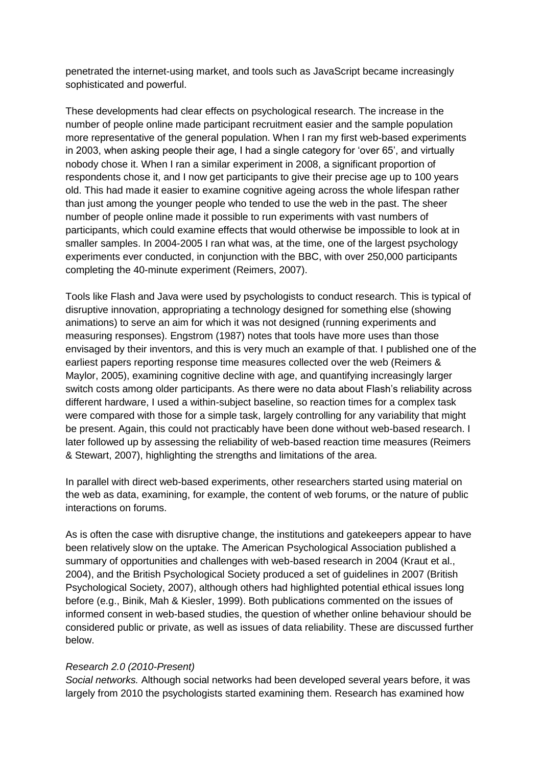penetrated the internet-using market, and tools such as JavaScript became increasingly sophisticated and powerful.

These developments had clear effects on psychological research. The increase in the number of people online made participant recruitment easier and the sample population more representative of the general population. When I ran my first web-based experiments in 2003, when asking people their age, I had a single category for 'over 65', and virtually nobody chose it. When I ran a similar experiment in 2008, a significant proportion of respondents chose it, and I now get participants to give their precise age up to 100 years old. This had made it easier to examine cognitive ageing across the whole lifespan rather than just among the younger people who tended to use the web in the past. The sheer number of people online made it possible to run experiments with vast numbers of participants, which could examine effects that would otherwise be impossible to look at in smaller samples. In 2004-2005 I ran what was, at the time, one of the largest psychology experiments ever conducted, in conjunction with the BBC, with over 250,000 participants completing the 40-minute experiment (Reimers, 2007).

Tools like Flash and Java were used by psychologists to conduct research. This is typical of disruptive innovation, appropriating a technology designed for something else (showing animations) to serve an aim for which it was not designed (running experiments and measuring responses). Engstrom (1987) notes that tools have more uses than those envisaged by their inventors, and this is very much an example of that. I published one of the earliest papers reporting response time measures collected over the web (Reimers & Maylor, 2005), examining cognitive decline with age, and quantifying increasingly larger switch costs among older participants. As there were no data about Flash's reliability across different hardware, I used a within-subject baseline, so reaction times for a complex task were compared with those for a simple task, largely controlling for any variability that might be present. Again, this could not practicably have been done without web-based research. I later followed up by assessing the reliability of web-based reaction time measures (Reimers & Stewart, 2007), highlighting the strengths and limitations of the area.

In parallel with direct web-based experiments, other researchers started using material on the web as data, examining, for example, the content of web forums, or the nature of public interactions on forums.

As is often the case with disruptive change, the institutions and gatekeepers appear to have been relatively slow on the uptake. The American Psychological Association published a summary of opportunities and challenges with web-based research in 2004 (Kraut et al., 2004), and the British Psychological Society produced a set of guidelines in 2007 (British Psychological Society, 2007), although others had highlighted potential ethical issues long before (e.g., Binik, Mah & Kiesler, 1999). Both publications commented on the issues of informed consent in web-based studies, the question of whether online behaviour should be considered public or private, as well as issues of data reliability. These are discussed further below.

*Research 2.0 (2010-Present)*

*Social networks.* Although social networks had been developed several years before, it was largely from 2010 the psychologists started examining them. Research has examined how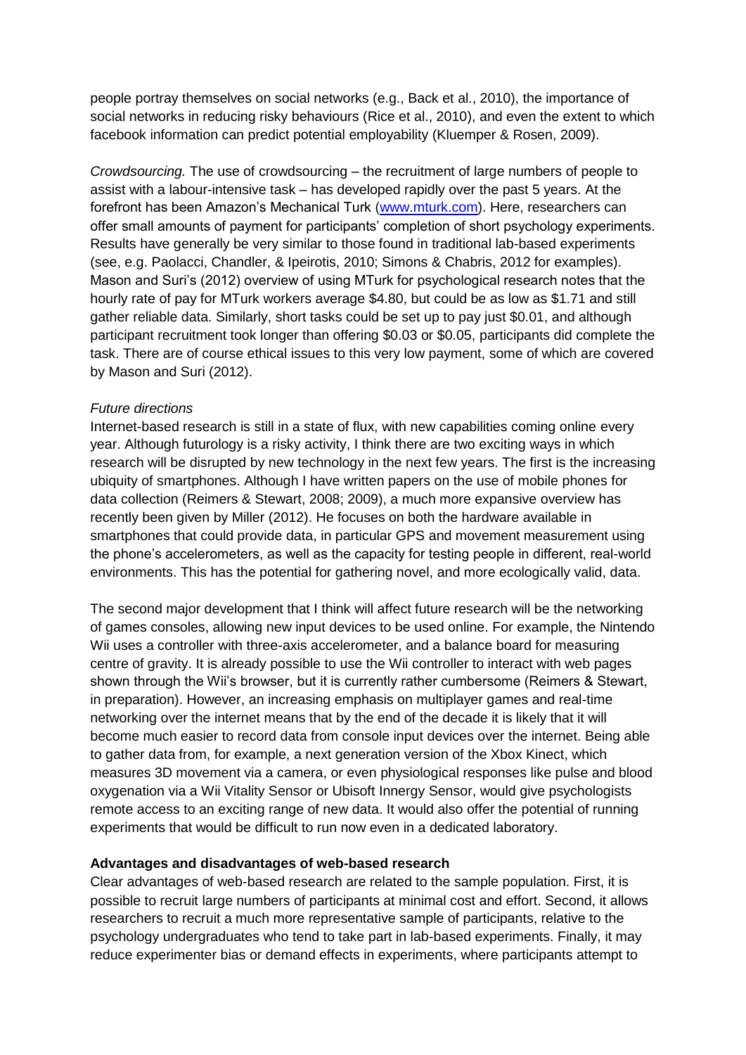people portray themselves on social networks (e.g., Back et al., 2010), the importance of social networks in reducing risky behaviours (Rice et al., 2010), and even the extent to which facebook information can predict potential employability (Kluemper & Rosen, 2009).

*Crowdsourcing.* The use of crowdsourcing – the recruitment of large numbers of people to assist with a labour-intensive task – has developed rapidly over the past 5 years. At the forefront has been Amazon's Mechanical Turk (www.mturk.com). Here, researchers can offer small amounts of payment for participants' completion of short psychology experiments. Results have generally be very similar to those found in traditional lab-based experiments (see, e.g. Paolacci, Chandler, & Ipeirotis, 2010; Simons & Chabris, 2012 for examples). Mason and Suri's (2012) overview of using MTurk for psychological research notes that the hourly rate of pay for MTurk workers average $4.80, but could be as low as $1.71 and still gather reliable data. Similarly, short tasks could be set up to pay just $0.01, and although participant recruitment took longer than offering $0.03 or $0.05, participants did complete the task. There are of course ethical issues to this very low payment, some of which are covered by Mason and Suri (2012).

*Future directions*

Internet-based research is still in a state of flux, with new capabilities coming online every year. Although futurology is a risky activity, I think there are two exciting ways in which research will be disrupted by new technology in the next few years. The first is the increasing ubiquity of smartphones. Although I have written papers on the use of mobile phones for data collection (Reimers & Stewart, 2008; 2009), a much more expansive overview has recently been given by Miller (2012). He focuses on both the hardware available in smartphones that could provide data, in particular GPS and movement measurement using the phone's accelerometers, as well as the capacity for testing people in different, real-world environments. This has the potential for gathering novel, and more ecologically valid, data.

The second major development that I think will affect future research will be the networking of games consoles, allowing new input devices to be used online. For example, the Nintendo Wii uses a controller with three-axis accelerometer, and a balance board for measuring centre of gravity. It is already possible to use the Wii controller to interact with web pages shown through the Wii's browser, but it is currently rather cumbersome (Reimers & Stewart, in preparation). However, an increasing emphasis on multiplayer games and real-time networking over the internet means that by the end of the decade it is likely that it will become much easier to record data from console input devices over the internet. Being able to gather data from, for example, a next generation version of the Xbox Kinect, which measures 3D movement via a camera, or even physiological responses like pulse and blood oxygenation via a Wii Vitality Sensor or Ubisoft Innergy Sensor, would give psychologists remote access to an exciting range of new data. It would also offer the potential of running experiments that would be difficult to run now even in a dedicated laboratory.

**Advantages and disadvantages of web-based research**

Clear advantages of web-based research are related to the sample population. First, it is possible to recruit large numbers of participants at minimal cost and effort. Second, it allows researchers to recruit a much more representative sample of participants, relative to the psychology undergraduates who tend to take part in lab-based experiments. Finally, it may reduce experimenter bias or demand effects in experiments, where participants attempt to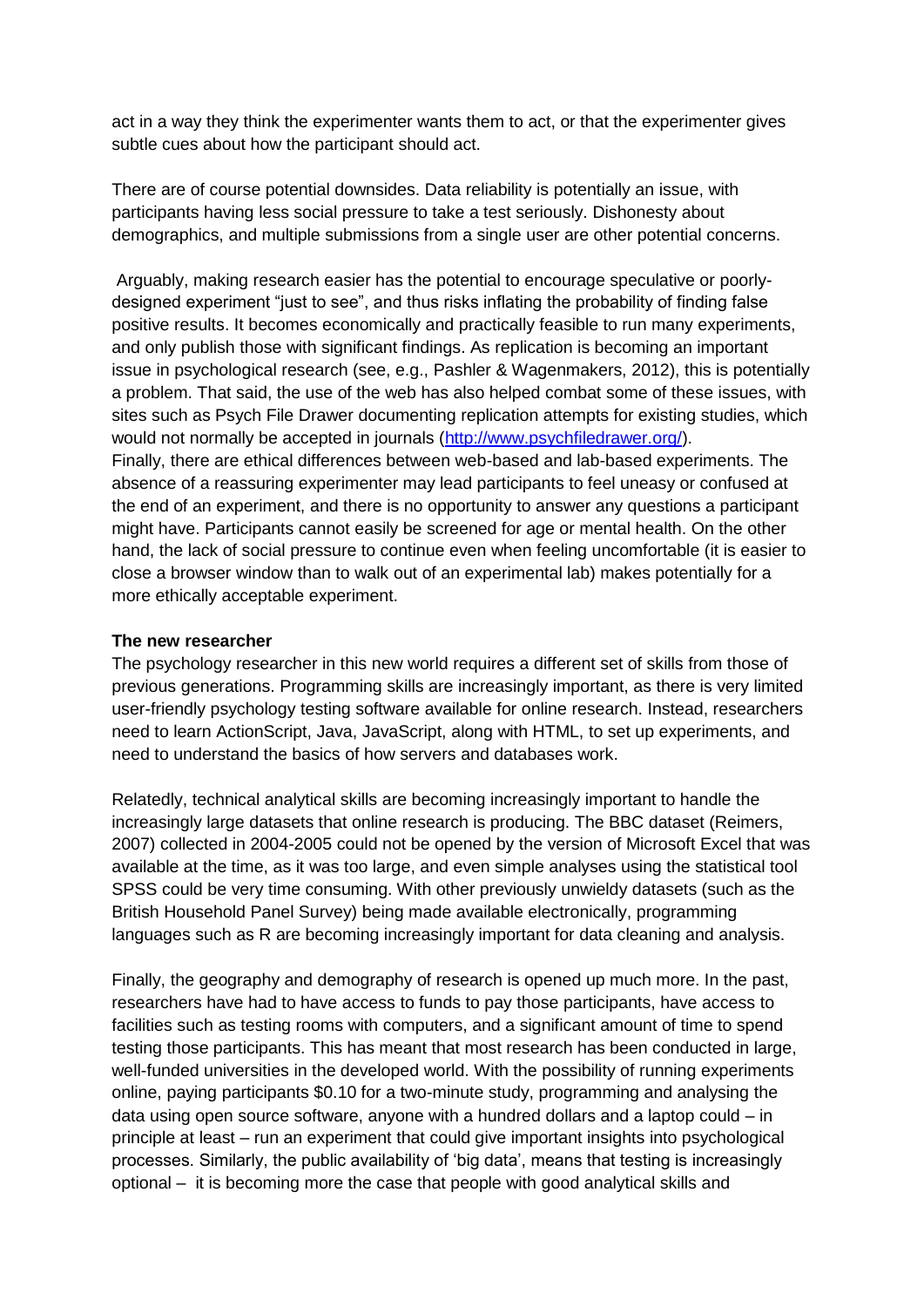act in a way they think the experimenter wants them to act, or that the experimenter gives subtle cues about how the participant should act.

There are of course potential downsides. Data reliability is potentially an issue, with participants having less social pressure to take a test seriously. Dishonesty about demographics, and multiple submissions from a single user are other potential concerns.

Arguably, making research easier has the potential to encourage speculative or poorly-designed experiment "just to see", and thus risks inflating the probability of finding false positive results. It becomes economically and practically feasible to run many experiments, and only publish those with significant findings. As replication is becoming an important issue in psychological research (see, e.g., Pashler & Wagenmakers, 2012), this is potentially a problem. That said, the use of the web has also helped combat some of these issues, with sites such as Psych File Drawer documenting replication attempts for existing studies, which would not normally be accepted in journals (http://www.psychfiledrawer.org/).
Finally, there are ethical differences between web-based and lab-based experiments. The absence of a reassuring experimenter may lead participants to feel uneasy or confused at the end of an experiment, and there is no opportunity to answer any questions a participant might have. Participants cannot easily be screened for age or mental health. On the other hand, the lack of social pressure to continue even when feeling uncomfortable (it is easier to close a browser window than to walk out of an experimental lab) makes potentially for a more ethically acceptable experiment.

**The new researcher**

The psychology researcher in this new world requires a different set of skills from those of previous generations. Programming skills are increasingly important, as there is very limited user-friendly psychology testing software available for online research. Instead, researchers need to learn ActionScript, Java, JavaScript, along with HTML, to set up experiments, and need to understand the basics of how servers and databases work.

Relatedly, technical analytical skills are becoming increasingly important to handle the increasingly large datasets that online research is producing. The BBC dataset (Reimers, 2007) collected in 2004-2005 could not be opened by the version of Microsoft Excel that was available at the time, as it was too large, and even simple analyses using the statistical tool SPSS could be very time consuming. With other previously unwieldy datasets (such as the British Household Panel Survey) being made available electronically, programming languages such as R are becoming increasingly important for data cleaning and analysis.

Finally, the geography and demography of research is opened up much more. In the past, researchers have had to have access to funds to pay those participants, have access to facilities such as testing rooms with computers, and a significant amount of time to spend testing those participants. This has meant that most research has been conducted in large, well-funded universities in the developed world. With the possibility of running experiments online, paying participants $0.10 for a two-minute study, programming and analysing the data using open source software, anyone with a hundred dollars and a laptop could – in principle at least – run an experiment that could give important insights into psychological processes. Similarly, the public availability of 'big data', means that testing is increasingly optional – it is becoming more the case that people with good analytical skills and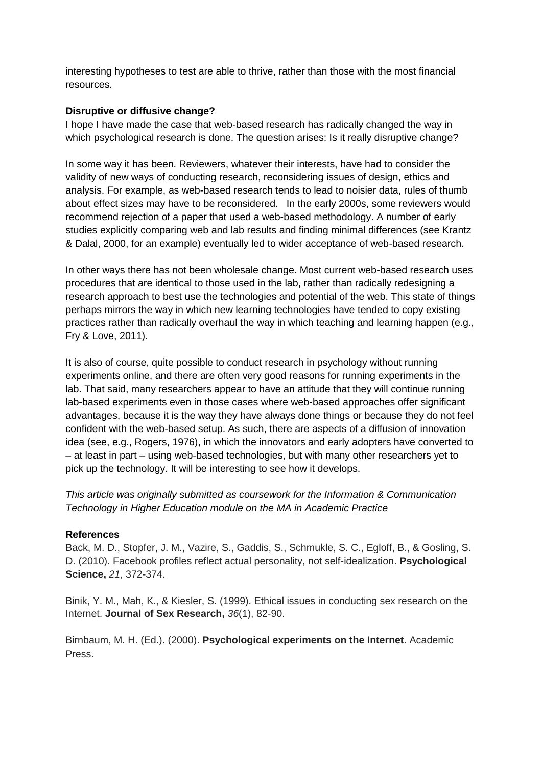interesting hypotheses to test are able to thrive, rather than those with the most financial resources.

**Disruptive or diffusive change?**

I hope I have made the case that web-based research has radically changed the way in which psychological research is done. The question arises: Is it really disruptive change?

In some way it has been. Reviewers, whatever their interests, have had to consider the validity of new ways of conducting research, reconsidering issues of design, ethics and analysis. For example, as web-based research tends to lead to noisier data, rules of thumb about effect sizes may have to be reconsidered. In the early 2000s, some reviewers would recommend rejection of a paper that used a web-based methodology. A number of early studies explicitly comparing web and lab results and finding minimal differences (see Krantz & Dalal, 2000, for an example) eventually led to wider acceptance of web-based research.

In other ways there has not been wholesale change. Most current web-based research uses procedures that are identical to those used in the lab, rather than radically redesigning a research approach to best use the technologies and potential of the web. This state of things perhaps mirrors the way in which new learning technologies have tended to copy existing practices rather than radically overhaul the way in which teaching and learning happen (e.g., Fry & Love, 2011).

It is also of course, quite possible to conduct research in psychology without running experiments online, and there are often very good reasons for running experiments in the lab. That said, many researchers appear to have an attitude that they will continue running lab-based experiments even in those cases where web-based approaches offer significant advantages, because it is the way they have always done things or because they do not feel confident with the web-based setup. As such, there are aspects of a diffusion of innovation idea (see, e.g., Rogers, 1976), in which the innovators and early adopters have converted to – at least in part – using web-based technologies, but with many other researchers yet to pick up the technology. It will be interesting to see how it develops.

*This article was originally submitted as coursework for the Information & Communication Technology in Higher Education module on the MA in Academic Practice*

**References**

Back, M. D., Stopfer, J. M., Vazire, S., Gaddis, S., Schmukle, S. C., Egloff, B., & Gosling, S. D. (2010). Facebook profiles reflect actual personality, not self-idealization. **Psychological Science,** *21*, 372-374.

Binik, Y. M., Mah, K., & Kiesler, S. (1999). Ethical issues in conducting sex research on the Internet. **Journal of Sex Research,** *36*(1), 82-90.

Birnbaum, M. H. (Ed.). (2000). **Psychological experiments on the Internet**. Academic Press.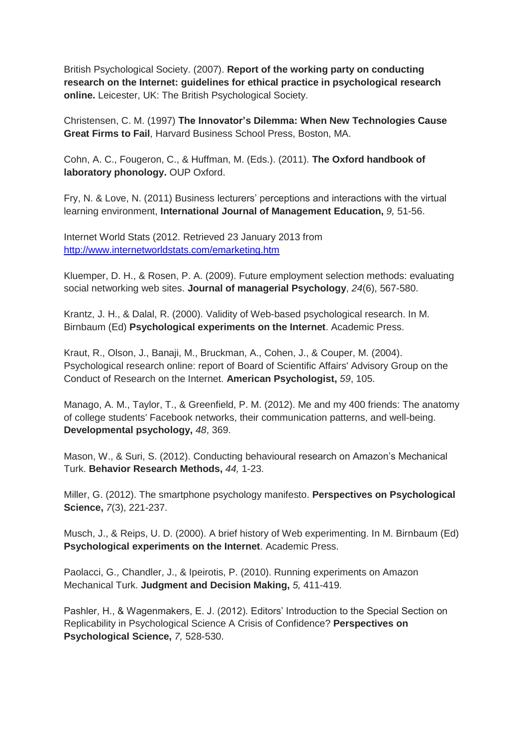British Psychological Society. (2007). **Report of the working party on conducting research on the Internet: guidelines for ethical practice in psychological research online.** Leicester, UK: The British Psychological Society.

Christensen, C. M. (1997) **The Innovator's Dilemma: When New Technologies Cause Great Firms to Fail**, Harvard Business School Press, Boston, MA.

Cohn, A. C., Fougeron, C., & Huffman, M. (Eds.). (2011). **The Oxford handbook of laboratory phonology.** OUP Oxford.

Fry, N. & Love, N. (2011) Business lecturers' perceptions and interactions with the virtual learning environment, **International Journal of Management Education,** *9,* 51-56.

Internet World Stats (2012. Retrieved 23 January 2013 from [http://www.internetworldstats.com/emarketing.htm](http://www.internetworldstats.com/emarketing.htm)

Kluemper, D. H., & Rosen, P. A. (2009). Future employment selection methods: evaluating social networking web sites. **Journal of managerial Psychology**, *24*(6), 567-580.

Krantz, J. H., & Dalal, R. (2000). Validity of Web-based psychological research. In M. Birnbaum (Ed) **Psychological experiments on the Internet**. Academic Press.

Kraut, R., Olson, J., Banaji, M., Bruckman, A., Cohen, J., & Couper, M. (2004). Psychological research online: report of Board of Scientific Affairs' Advisory Group on the Conduct of Research on the Internet. **American Psychologist,** *59*, 105.

Manago, A. M., Taylor, T., & Greenfield, P. M. (2012). Me and my 400 friends: The anatomy of college students' Facebook networks, their communication patterns, and well-being. **Developmental psychology,** *48*, 369.

Mason, W., & Suri, S. (2012). Conducting behavioural research on Amazon's Mechanical Turk. **Behavior Research Methods,** *44,* 1-23.

Miller, G. (2012). The smartphone psychology manifesto. **Perspectives on Psychological Science,** *7*(3), 221-237.

Musch, J., & Reips, U. D. (2000). A brief history of Web experimenting. In M. Birnbaum (Ed) **Psychological experiments on the Internet**. Academic Press.

Paolacci, G., Chandler, J., & Ipeirotis, P. (2010). Running experiments on Amazon Mechanical Turk. **Judgment and Decision Making,** *5,* 411-419.

Pashler, H., & Wagenmakers, E. J. (2012). Editors' Introduction to the Special Section on Replicability in Psychological Science A Crisis of Confidence? **Perspectives on Psychological Science,** *7,* 528-530.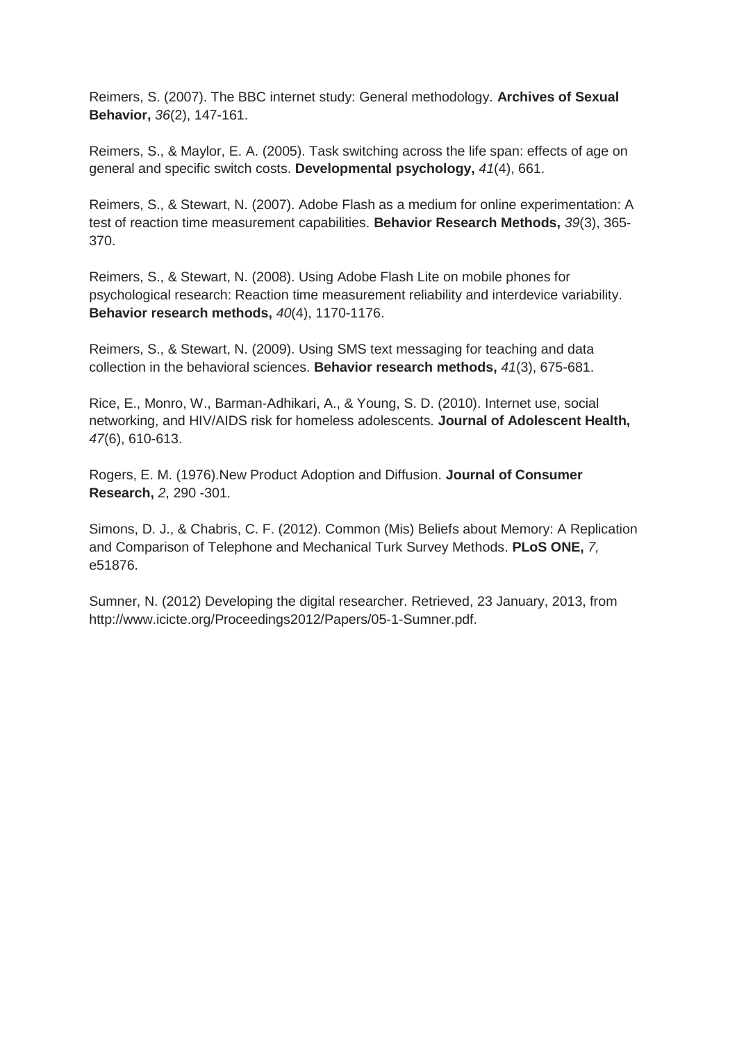Reimers, S. (2007). The BBC internet study: General methodology. **Archives of Sexual Behavior,** *36*(2), 147-161.

Reimers, S., & Maylor, E. A. (2005). Task switching across the life span: effects of age on general and specific switch costs. **Developmental psychology,** *41*(4), 661.

Reimers, S., & Stewart, N. (2007). Adobe Flash as a medium for online experimentation: A test of reaction time measurement capabilities. **Behavior Research Methods,** *39*(3), 365-370.

Reimers, S., & Stewart, N. (2008). Using Adobe Flash Lite on mobile phones for psychological research: Reaction time measurement reliability and interdevice variability. **Behavior research methods,** *40*(4), 1170-1176.

Reimers, S., & Stewart, N. (2009). Using SMS text messaging for teaching and data collection in the behavioral sciences. **Behavior research methods,** *41*(3), 675-681.

Rice, E., Monro, W., Barman-Adhikari, A., & Young, S. D. (2010). Internet use, social networking, and HIV/AIDS risk for homeless adolescents. **Journal of Adolescent Health,** *47*(6), 610-613.

Rogers, E. M. (1976).New Product Adoption and Diffusion. **Journal of Consumer Research,** *2*, 290 -301.

Simons, D. J., & Chabris, C. F. (2012). Common (Mis) Beliefs about Memory: A Replication and Comparison of Telephone and Mechanical Turk Survey Methods. **PLoS ONE,** *7,* e51876.

Sumner, N. (2012) Developing the digital researcher. Retrieved, 23 January, 2013, from http://www.icicte.org/Proceedings2012/Papers/05-1-Sumner.pdf.